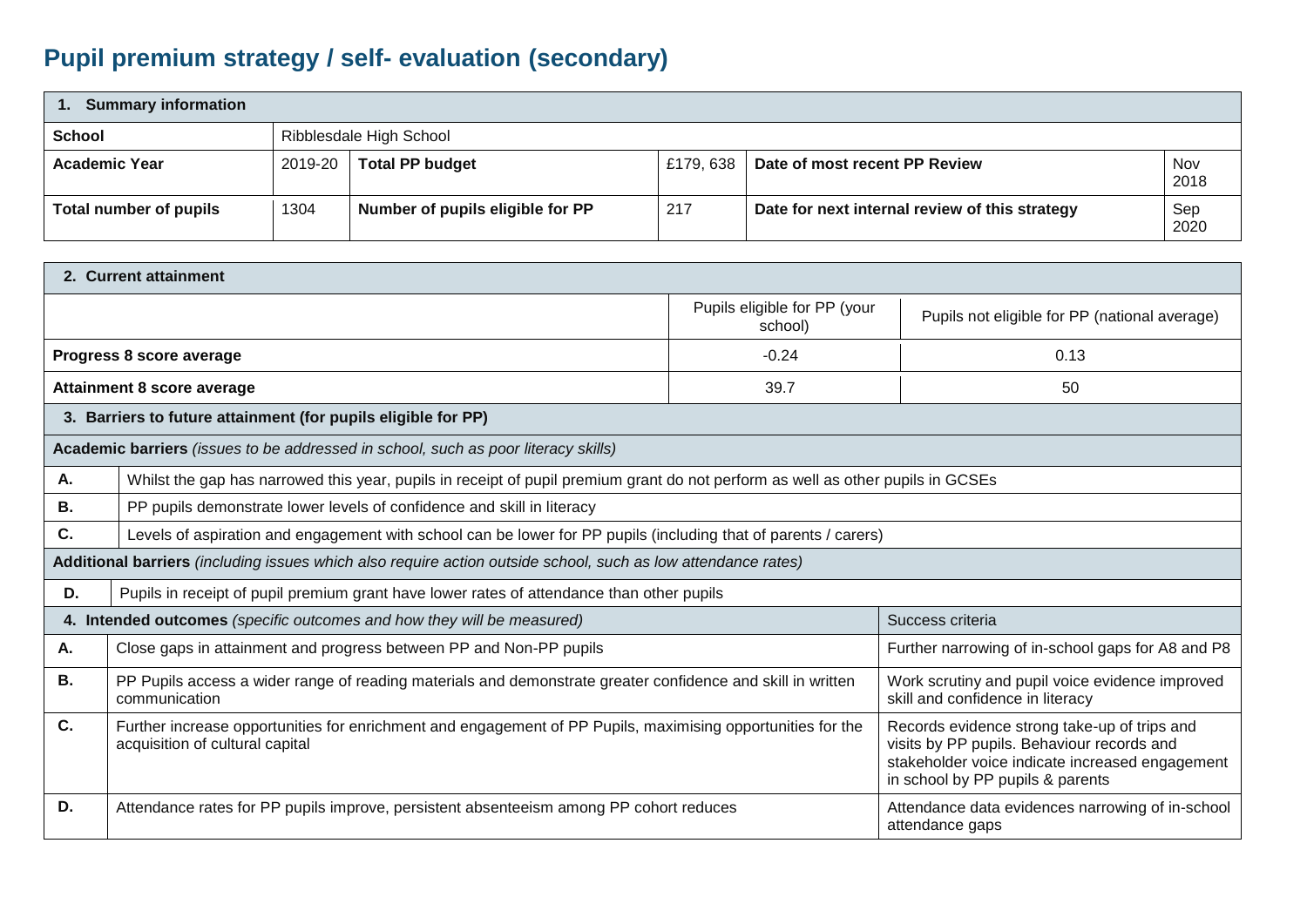# Pupil premium strategy / self- evaluation (secondary)

| 1. Summary information | | | | | |
|---|---|---|---|---|---|
| **School** | Ribblesdale High School | | | | |
| **Academic Year** | 2019-20 | **Total PP budget** | £179, 638 | **Date of most recent PP Review** | Nov 2018 |
| **Total number of pupils** | 1304 | **Number of pupils eligible for PP** | 217 | **Date for next internal review of this strategy** | Sep 2020 |

| 2. Current attainment | | |
|---|---|---|
| | Pupils eligible for PP (your school) | Pupils not eligible for PP (national average) |
| **Progress 8 score average** | -0.24 | 0.13 |
| **Attainment 8 score average** | 39.7 | 50 |

| 3. Barriers to future attainment (for pupils eligible for PP) | |
|---|---|
| **Academic barriers** *(issues to be addressed in school, such as poor literacy skills)* | |
| **A.** | Whilst the gap has narrowed this year, pupils in receipt of pupil premium grant do not perform as well as other pupils in GCSEs |
| **B.** | PP pupils demonstrate lower levels of confidence and skill in literacy |
| **C.** | Levels of aspiration and engagement with school can be lower for PP pupils (including that of parents / carers) |
| **Additional barriers** *(including issues which also require action outside school, such as low attendance rates)* | |
| **D.** | Pupils in receipt of pupil premium grant have lower rates of attendance than other pupils |

| 4. Intended outcomes *(specific outcomes and how they will be measured)* | | Success criteria |
|---|---|---|
| **A.** | Close gaps in attainment and progress between PP and Non-PP pupils | Further narrowing of in-school gaps for A8 and P8 |
| **B.** | PP Pupils access a wider range of reading materials and demonstrate greater confidence and skill in written communication | Work scrutiny and pupil voice evidence improved skill and confidence in literacy |
| **C.** | Further increase opportunities for enrichment and engagement of PP Pupils, maximising opportunities for the acquisition of cultural capital | Records evidence strong take-up of trips and visits by PP pupils. Behaviour records and stakeholder voice indicate increased engagement in school by PP pupils & parents |
| **D.** | Attendance rates for PP pupils improve, persistent absenteeism among PP cohort reduces | Attendance data evidences narrowing of in-school attendance gaps |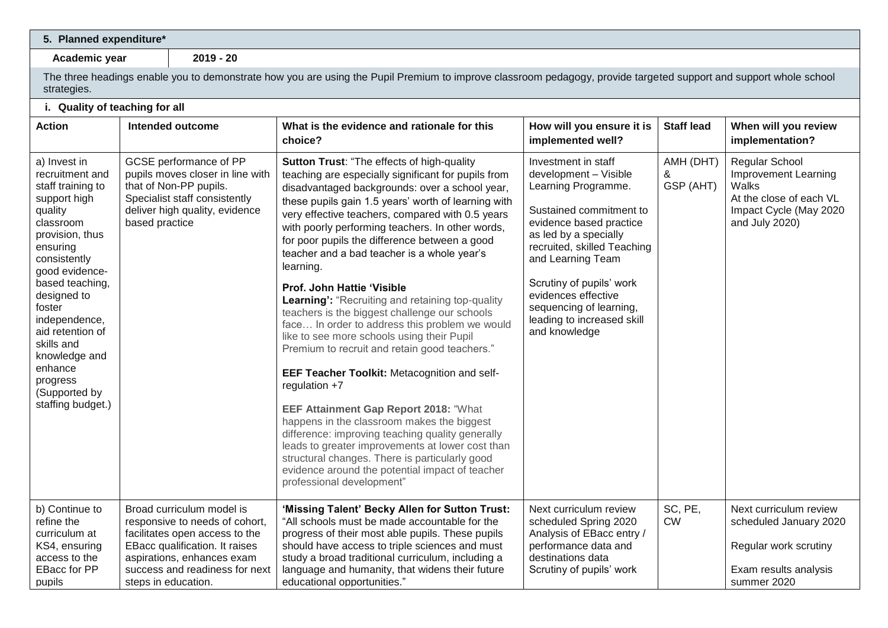## 5. Planned expenditure*

| Academic year | 2019 - 20 |
|---|---|

The three headings enable you to demonstrate how you are using the Pupil Premium to improve classroom pedagogy, provide targeted support and support whole school strategies.

### i. Quality of teaching for all

| Action | Intended outcome | What is the evidence and rationale for this choice? | How will you ensure it is implemented well? | Staff lead | When will you review implementation? |
|---|---|---|---|---|---|
| a) Invest in recruitment and staff training to support high quality classroom provision, thus ensuring consistently good evidence-based teaching, designed to foster independence, aid retention of skills and knowledge and enhance progress (Supported by staffing budget.) | GCSE performance of PP pupils moves closer in line with that of Non-PP pupils. Specialist staff consistently deliver high quality, evidence based practice | **Sutton Trust**: "The effects of high-quality teaching are especially significant for pupils from disadvantaged backgrounds: over a school year, these pupils gain 1.5 years' worth of learning with very effective teachers, compared with 0.5 years with poorly performing teachers. In other words, for poor pupils the difference between a good teacher and a bad teacher is a whole year's learning.<br><br>**Prof. John Hattie 'Visible Learning':** "Recruiting and retaining top-quality teachers is the biggest challenge our schools face… In order to address this problem we would like to see more schools using their Pupil Premium to recruit and retain good teachers."<br><br>**EEF Teacher Toolkit:** Metacognition and self-regulation +7<br><br>**EEF Attainment Gap Report 2018:** "What happens in the classroom makes the biggest difference: improving teaching quality generally leads to greater improvements at lower cost than structural changes. There is particularly good evidence around the potential impact of teacher professional development" | Investment in staff development – Visible Learning Programme.<br><br>Sustained commitment to evidence based practice as led by a specially recruited, skilled Teaching and Learning Team<br><br>Scrutiny of pupils' work evidences effective sequencing of learning, leading to increased skill and knowledge | AMH (DHT) & GSP (AHT) | Regular School Improvement Learning Walks<br>At the close of each VL Impact Cycle (May 2020 and July 2020) |
| b) Continue to refine the curriculum at KS4, ensuring access to the EBacc for PP pupils | Broad curriculum model is responsive to needs of cohort, facilitates open access to the EBacc qualification. It raises aspirations, enhances exam success and readiness for next steps in education. | **'Missing Talent' Becky Allen for Sutton Trust:** "All schools must be made accountable for the progress of their most able pupils. These pupils should have access to triple sciences and must study a broad traditional curriculum, including a language and humanity, that widens their future educational opportunities." | Next curriculum review scheduled Spring 2020<br>Analysis of EBacc entry / performance data and destinations data<br>Scrutiny of pupils' work | SC, PE, CW | Next curriculum review scheduled January 2020<br><br>Regular work scrutiny<br><br>Exam results analysis summer 2020 |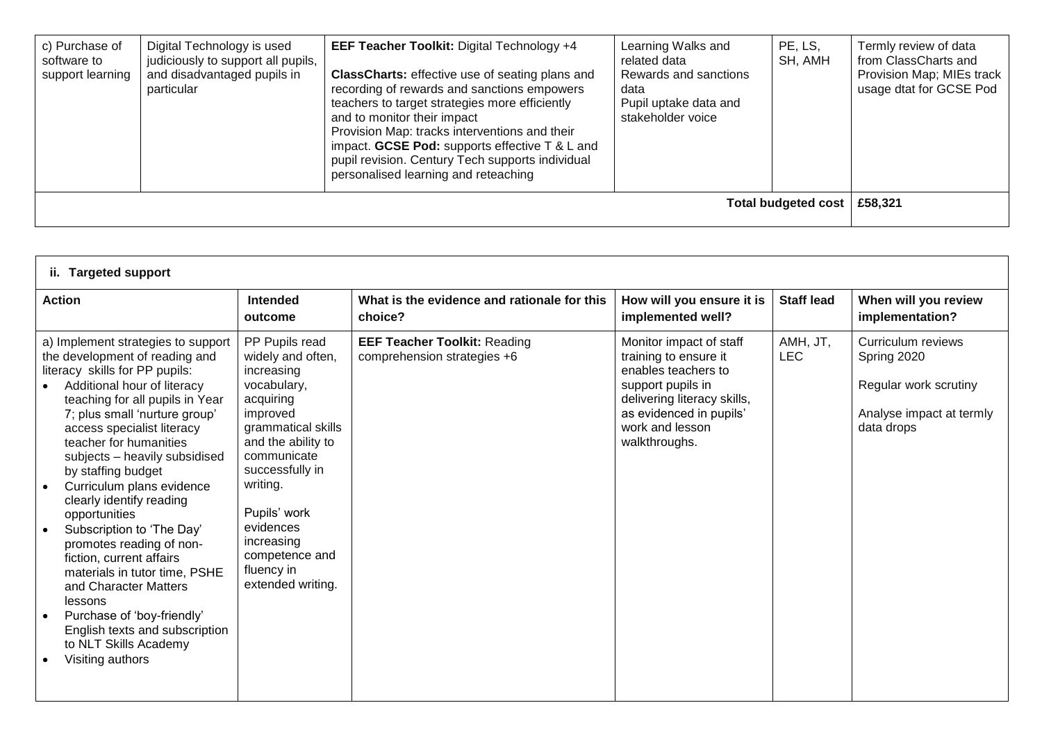| c) Purchase of software to support learning | Digital Technology is used judiciously to support all pupils, and disadvantaged pupils in particular | **EEF Teacher Toolkit:** Digital Technology +4<br><br>**ClassCharts:** effective use of seating plans and recording of rewards and sanctions empowers teachers to target strategies more efficiently and to monitor their impact<br>Provision Map: tracks interventions and their impact. **GCSE Pod:** supports effective T & L and pupil revision. Century Tech supports individual personalised learning and reteaching | Learning Walks and related data<br>Rewards and sanctions data<br>Pupil uptake data and stakeholder voice | PE, LS, SH, AMH | Termly review of data from ClassCharts and Provision Map; MIEs track usage dtat for GCSE Pod |
|---|---|---|---|---|---|
| | | | | **Total budgeted cost** | **£58,321** |

| **ii. Targeted support** | | | | | |
|---|---|---|---|---|---|
| **Action** | **Intended outcome** | **What is the evidence and rationale for this choice?** | **How will you ensure it is implemented well?** | **Staff lead** | **When will you review implementation?** |
| a) Implement strategies to support the development of reading and literacy skills for PP pupils:<br>• Additional hour of literacy teaching for all pupils in Year 7; plus small 'nurture group' access specialist literacy teacher for humanities subjects – heavily subsidised by staffing budget<br>• Curriculum plans evidence clearly identify reading opportunities<br>• Subscription to 'The Day' promotes reading of non-fiction, current affairs materials in tutor time, PSHE and Character Matters lessons<br>• Purchase of 'boy-friendly' English texts and subscription to NLT Skills Academy<br>• Visiting authors | PP Pupils read widely and often, increasing vocabulary, acquiring improved grammatical skills and the ability to communicate successfully in writing.<br><br>Pupils' work evidences increasing competence and fluency in extended writing. | **EEF Teacher Toolkit:** Reading comprehension strategies +6 | Monitor impact of staff training to ensure it enables teachers to support pupils in delivering literacy skills, as evidenced in pupils' work and lesson walkthroughs. | AMH, JT, LEC | Curriculum reviews Spring 2020<br><br>Regular work scrutiny<br><br>Analyse impact at termly data drops |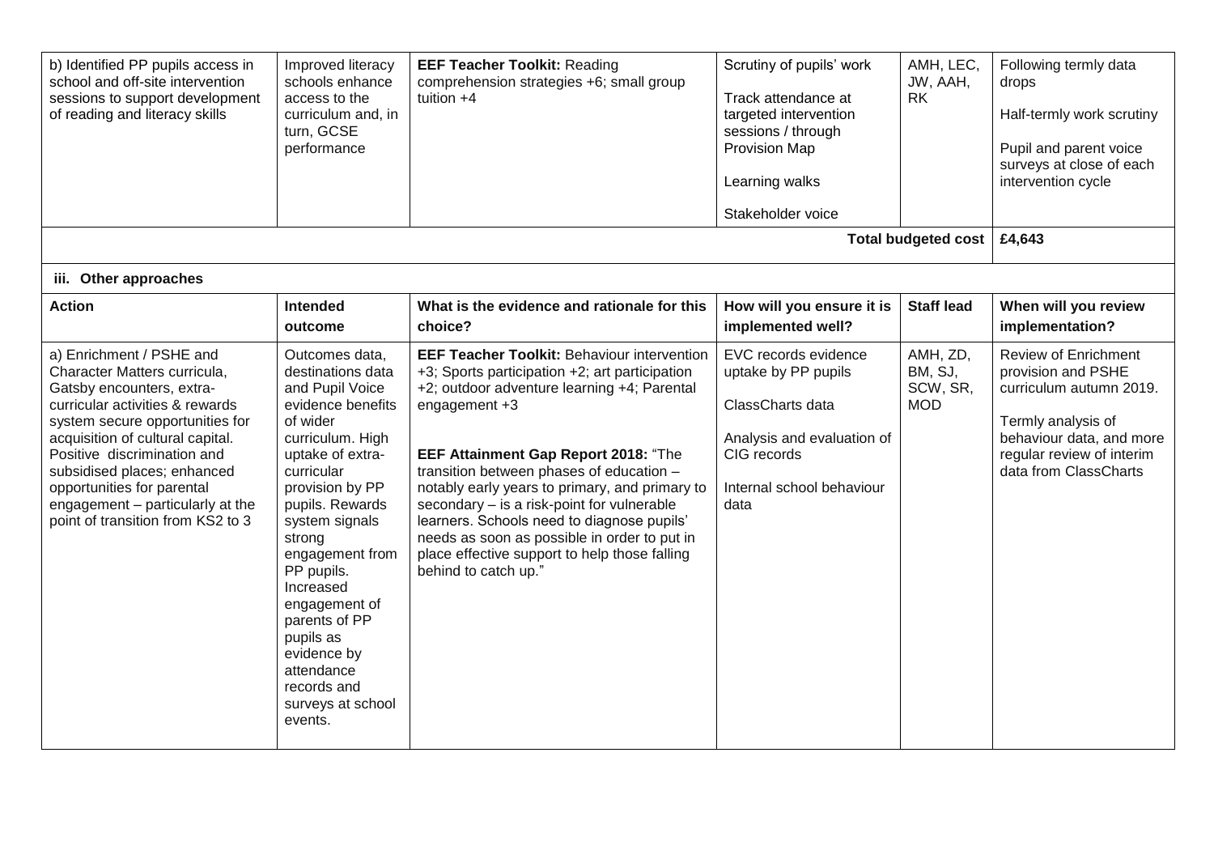| b) Identified PP pupils access in school and off-site intervention sessions to support development of reading and literacy skills | Improved literacy schools enhance access to the curriculum and, in turn, GCSE performance | **EEF Teacher Toolkit:** Reading comprehension strategies +6; small group tuition +4 | Scrutiny of pupils' work<br><br>Track attendance at targeted intervention sessions / through Provision Map<br><br>Learning walks<br><br>Stakeholder voice | AMH, LEC, JW, AAH, RK | Following termly data drops<br><br>Half-termly work scrutiny<br><br>Pupil and parent voice surveys at close of each intervention cycle |
|---|---|---|---|---|---|
| | | | | **Total budgeted cost** | **£4,643** |

**iii. Other approaches**

| Action | Intended outcome | What is the evidence and rationale for this choice? | How will you ensure it is implemented well? | Staff lead | When will you review implementation? |
|---|---|---|---|---|---|
| a) Enrichment / PSHE and Character Matters curricula, Gatsby encounters, extra-curricular activities & rewards system secure opportunities for acquisition of cultural capital. Positive discrimination and subsidised places; enhanced opportunities for parental engagement – particularly at the point of transition from KS2 to 3 | Outcomes data, destinations data and Pupil Voice evidence benefits of wider curriculum. High uptake of extra-curricular provision by PP pupils. Rewards system signals strong engagement from PP pupils. Increased engagement of parents of PP pupils as evidence by attendance records and surveys at school events. | **EEF Teacher Toolkit:** Behaviour intervention +3; Sports participation +2; art participation +2; outdoor adventure learning +4; Parental engagement +3<br><br>**EEF Attainment Gap Report 2018:** "The transition between phases of education – notably early years to primary, and primary to secondary – is a risk-point for vulnerable learners. Schools need to diagnose pupils' needs as soon as possible in order to put in place effective support to help those falling behind to catch up." | EVC records evidence uptake by PP pupils<br><br>ClassCharts data<br><br>Analysis and evaluation of CIG records<br><br>Internal school behaviour data | AMH, ZD, BM, SJ, SCW, SR, MOD | Review of Enrichment provision and PSHE curriculum autumn 2019.<br><br>Termly analysis of behaviour data, and more regular review of interim data from ClassCharts |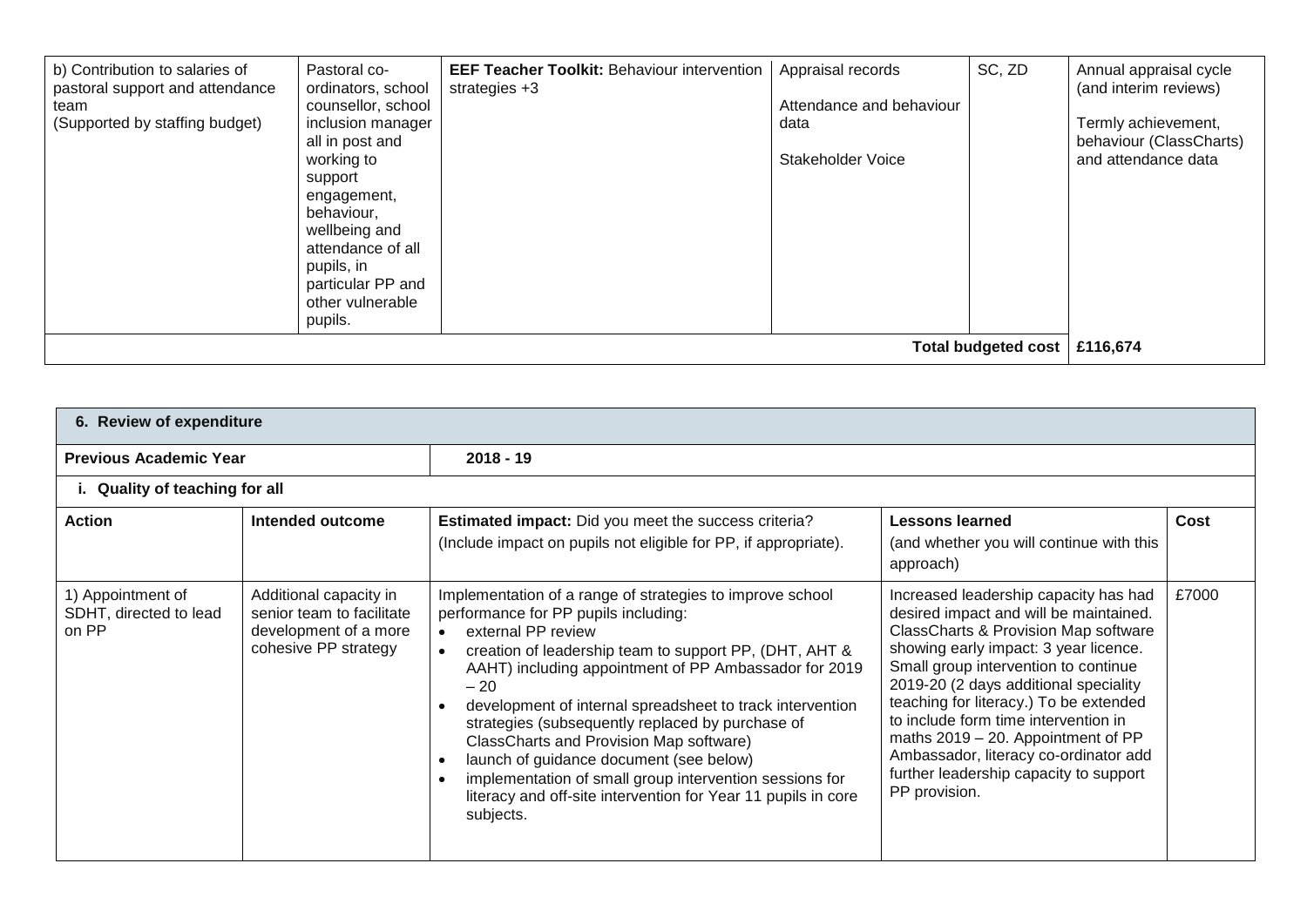| | | | | | |
|---|---|---|---|---|---|
| b) Contribution to salaries of pastoral support and attendance team (Supported by staffing budget) | Pastoral co-ordinators, school counsellor, school inclusion manager all in post and working to support engagement, behaviour, wellbeing and attendance of all pupils, in particular PP and other vulnerable pupils. | **EEF Teacher Toolkit:** Behaviour intervention strategies +3 | Appraisal records<br><br>Attendance and behaviour data<br><br>Stakeholder Voice | SC, ZD | Annual appraisal cycle (and interim reviews)<br><br>Termly achievement, behaviour (ClassCharts) and attendance data |
| | | | | **Total budgeted cost** | **£116,674** |

| **6. Review of expenditure** | | | | |
|---|---|---|---|---|
| **Previous Academic Year** | | **2018 - 19** | | |
| **i. Quality of teaching for all** | | | | |
| **Action** | **Intended outcome** | **Estimated impact:** Did you meet the success criteria? (Include impact on pupils not eligible for PP, if appropriate). | **Lessons learned** (and whether you will continue with this approach) | **Cost** |
| 1) Appointment of SDHT, directed to lead on PP | Additional capacity in senior team to facilitate development of a more cohesive PP strategy | Implementation of a range of strategies to improve school performance for PP pupils including:<br>• external PP review<br>• creation of leadership team to support PP, (DHT, AHT & AAHT) including appointment of PP Ambassador for 2019 – 20<br>• development of internal spreadsheet to track intervention strategies (subsequently replaced by purchase of ClassCharts and Provision Map software)<br>• launch of guidance document (see below)<br>• implementation of small group intervention sessions for literacy and off-site intervention for Year 11 pupils in core subjects. | Increased leadership capacity has had desired impact and will be maintained. ClassCharts & Provision Map software showing early impact: 3 year licence. Small group intervention to continue 2019-20 (2 days additional speciality teaching for literacy.) To be extended to include form time intervention in maths 2019 – 20. Appointment of PP Ambassador, literacy co-ordinator add further leadership capacity to support PP provision. | £7000 |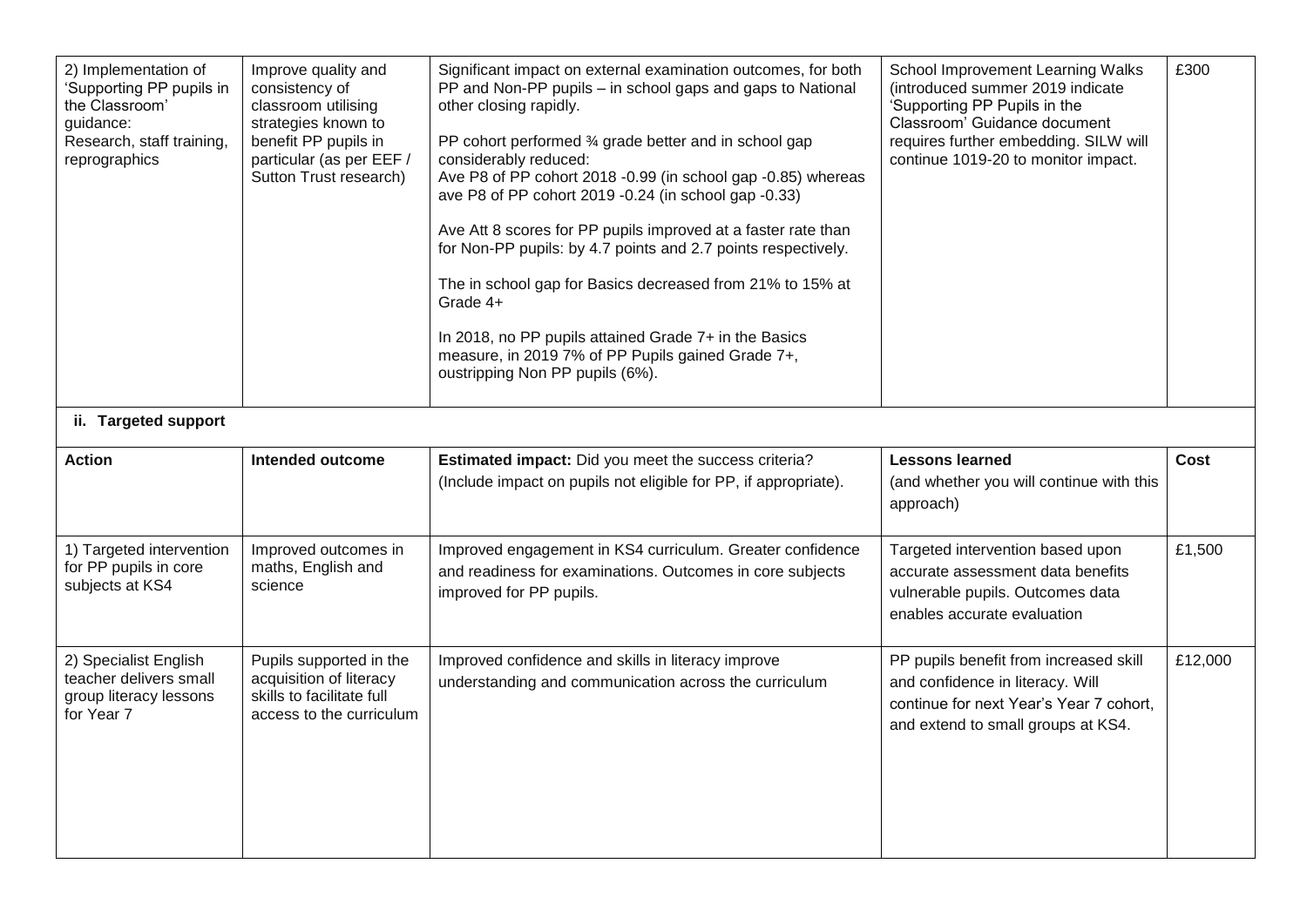| | | | | |
|---|---|---|---|---|
| 2) Implementation of 'Supporting PP pupils in the Classroom' guidance: Research, staff training, reprographics | Improve quality and consistency of classroom utilising strategies known to benefit PP pupils in particular (as per EEF / Sutton Trust research) | Significant impact on external examination outcomes, for both PP and Non-PP pupils – in school gaps and gaps to National other closing rapidly.<br><br>PP cohort performed ¾ grade better and in school gap considerably reduced:<br>Ave P8 of PP cohort 2018 -0.99 (in school gap -0.85) whereas ave P8 of PP cohort 2019 -0.24 (in school gap -0.33)<br><br>Ave Att 8 scores for PP pupils improved at a faster rate than for Non-PP pupils: by 4.7 points and 2.7 points respectively.<br><br>The in school gap for Basics decreased from 21% to 15% at Grade 4+<br><br>In 2018, no PP pupils attained Grade 7+ in the Basics measure, in 2019 7% of PP Pupils gained Grade 7+, oustripping Non PP pupils (6%). | School Improvement Learning Walks (introduced summer 2019 indicate 'Supporting PP Pupils in the Classroom' Guidance document requires further embedding. SILW will continue 1019-20 to monitor impact. | £300 |

**ii. Targeted support**

| Action | Intended outcome | **Estimated impact:** Did you meet the success criteria? (Include impact on pupils not eligible for PP, if appropriate). | **Lessons learned** (and whether you will continue with this approach) | Cost |
|---|---|---|---|---|
| 1) Targeted intervention for PP pupils in core subjects at KS4 | Improved outcomes in maths, English and science | Improved engagement in KS4 curriculum. Greater confidence and readiness for examinations. Outcomes in core subjects improved for PP pupils. | Targeted intervention based upon accurate assessment data benefits vulnerable pupils. Outcomes data enables accurate evaluation | £1,500 |
| 2) Specialist English teacher delivers small group literacy lessons for Year 7 | Pupils supported in the acquisition of literacy skills to facilitate full access to the curriculum | Improved confidence and skills in literacy improve understanding and communication across the curriculum | PP pupils benefit from increased skill and confidence in literacy. Will continue for next Year's Year 7 cohort, and extend to small groups at KS4. | £12,000 |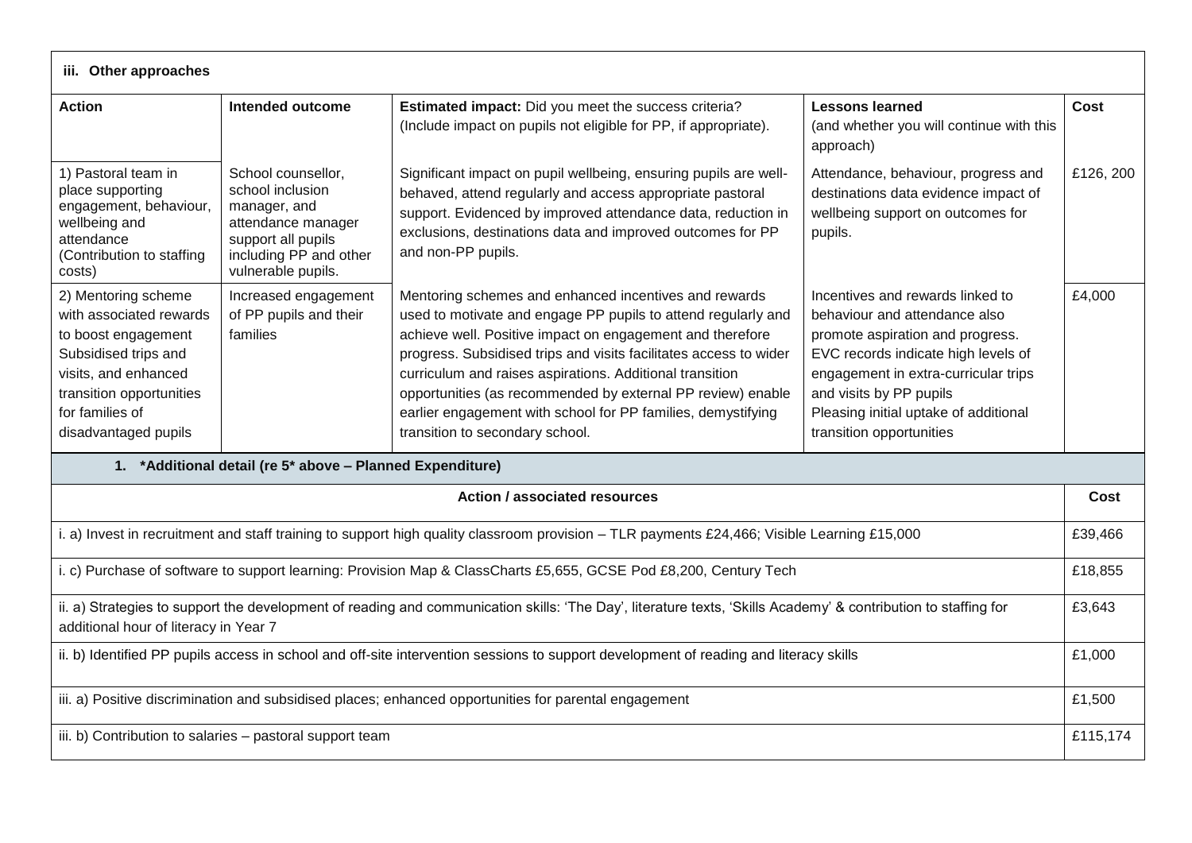### iii. Other approaches

| Action | Intended outcome | Estimated impact: Did you meet the success criteria? (Include impact on pupils not eligible for PP, if appropriate). | Lessons learned (and whether you will continue with this approach) | Cost |
|---|---|---|---|---|
| 1) Pastoral team in place supporting engagement, behaviour, wellbeing and attendance (Contribution to staffing costs) | School counsellor, school inclusion manager, and attendance manager support all pupils including PP and other vulnerable pupils. | Significant impact on pupil wellbeing, ensuring pupils are well-behaved, attend regularly and access appropriate pastoral support. Evidenced by improved attendance data, reduction in exclusions, destinations data and improved outcomes for PP and non-PP pupils. | Attendance, behaviour, progress and destinations data evidence impact of wellbeing support on outcomes for pupils. | £126, 200 |
| 2) Mentoring scheme with associated rewards to boost engagement Subsidised trips and visits, and enhanced transition opportunities for families of disadvantaged pupils | Increased engagement of PP pupils and their families | Mentoring schemes and enhanced incentives and rewards used to motivate and engage PP pupils to attend regularly and achieve well. Positive impact on engagement and therefore progress. Subsidised trips and visits facilitates access to wider curriculum and raises aspirations. Additional transition opportunities (as recommended by external PP review) enable earlier engagement with school for PP families, demystifying transition to secondary school. | Incentives and rewards linked to behaviour and attendance also promote aspiration and progress. EVC records indicate high levels of engagement in extra-curricular trips and visits by PP pupils Pleasing initial uptake of additional transition opportunities | £4,000 |

### 1. *Additional detail (re 5* above – Planned Expenditure)

| Action / associated resources | Cost |
|---|---|
| i. a) Invest in recruitment and staff training to support high quality classroom provision – TLR payments £24,466; Visible Learning £15,000 | £39,466 |
| i. c) Purchase of software to support learning: Provision Map & ClassCharts £5,655, GCSE Pod £8,200, Century Tech | £18,855 |
| ii. a) Strategies to support the development of reading and communication skills: 'The Day', literature texts, 'Skills Academy' & contribution to staffing for additional hour of literacy in Year 7 | £3,643 |
| ii. b) Identified PP pupils access in school and off-site intervention sessions to support development of reading and literacy skills | £1,000 |
| iii. a) Positive discrimination and subsidised places; enhanced opportunities for parental engagement | £1,500 |
| iii. b) Contribution to salaries – pastoral support team | £115,174 |